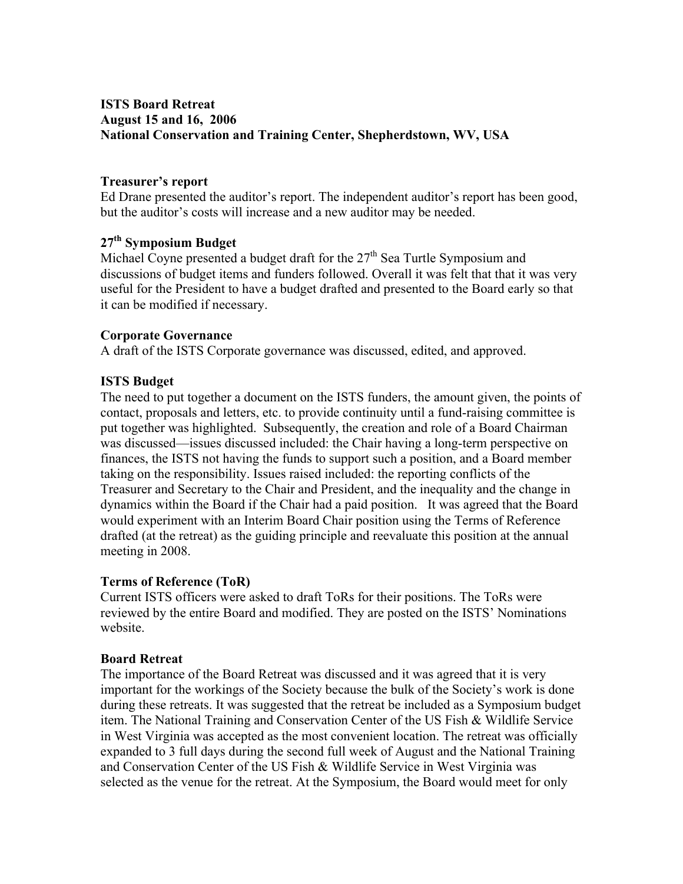**ISTS Board Retreat**
**August 15 and 16, 2006**
**National Conservation and Training Center, Shepherdstown, WV, USA**

**Treasurer's report**

Ed Drane presented the auditor's report. The independent auditor's report has been good, but the auditor's costs will increase and a new auditor may be needed.

**27th Symposium Budget**

Michael Coyne presented a budget draft for the 27th Sea Turtle Symposium and discussions of budget items and funders followed. Overall it was felt that that it was very useful for the President to have a budget drafted and presented to the Board early so that it can be modified if necessary.

**Corporate Governance**

A draft of the ISTS Corporate governance was discussed, edited, and approved.

**ISTS Budget**

The need to put together a document on the ISTS funders, the amount given, the points of contact, proposals and letters, etc. to provide continuity until a fund-raising committee is put together was highlighted. Subsequently, the creation and role of a Board Chairman was discussed—issues discussed included: the Chair having a long-term perspective on finances, the ISTS not having the funds to support such a position, and a Board member taking on the responsibility. Issues raised included: the reporting conflicts of the Treasurer and Secretary to the Chair and President, and the inequality and the change in dynamics within the Board if the Chair had a paid position. It was agreed that the Board would experiment with an Interim Board Chair position using the Terms of Reference drafted (at the retreat) as the guiding principle and reevaluate this position at the annual meeting in 2008.

**Terms of Reference (ToR)**

Current ISTS officers were asked to draft ToRs for their positions. The ToRs were reviewed by the entire Board and modified. They are posted on the ISTS' Nominations website.

**Board Retreat**

The importance of the Board Retreat was discussed and it was agreed that it is very important for the workings of the Society because the bulk of the Society's work is done during these retreats. It was suggested that the retreat be included as a Symposium budget item. The National Training and Conservation Center of the US Fish & Wildlife Service in West Virginia was accepted as the most convenient location. The retreat was officially expanded to 3 full days during the second full week of August and the National Training and Conservation Center of the US Fish & Wildlife Service in West Virginia was selected as the venue for the retreat. At the Symposium, the Board would meet for only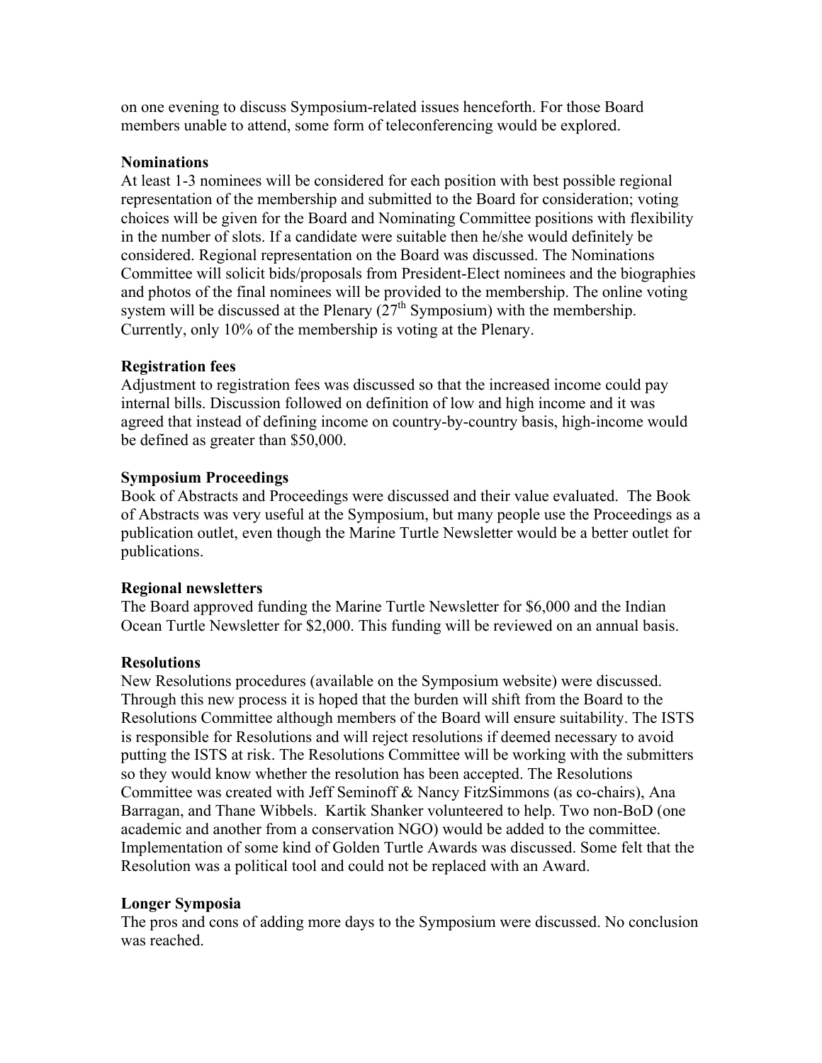on one evening to discuss Symposium-related issues henceforth. For those Board members unable to attend, some form of teleconferencing would be explored.

**Nominations**

At least 1-3 nominees will be considered for each position with best possible regional representation of the membership and submitted to the Board for consideration; voting choices will be given for the Board and Nominating Committee positions with flexibility in the number of slots. If a candidate were suitable then he/she would definitely be considered. Regional representation on the Board was discussed. The Nominations Committee will solicit bids/proposals from President-Elect nominees and the biographies and photos of the final nominees will be provided to the membership. The online voting system will be discussed at the Plenary (27th Symposium) with the membership. Currently, only 10% of the membership is voting at the Plenary.

**Registration fees**

Adjustment to registration fees was discussed so that the increased income could pay internal bills. Discussion followed on definition of low and high income and it was agreed that instead of defining income on country-by-country basis, high-income would be defined as greater than $50,000.

**Symposium Proceedings**

Book of Abstracts and Proceedings were discussed and their value evaluated. The Book of Abstracts was very useful at the Symposium, but many people use the Proceedings as a publication outlet, even though the Marine Turtle Newsletter would be a better outlet for publications.

**Regional newsletters**

The Board approved funding the Marine Turtle Newsletter for $6,000 and the Indian Ocean Turtle Newsletter for $2,000. This funding will be reviewed on an annual basis.

**Resolutions**

New Resolutions procedures (available on the Symposium website) were discussed. Through this new process it is hoped that the burden will shift from the Board to the Resolutions Committee although members of the Board will ensure suitability. The ISTS is responsible for Resolutions and will reject resolutions if deemed necessary to avoid putting the ISTS at risk. The Resolutions Committee will be working with the submitters so they would know whether the resolution has been accepted. The Resolutions Committee was created with Jeff Seminoff & Nancy FitzSimmons (as co-chairs), Ana Barragan, and Thane Wibbels. Kartik Shanker volunteered to help. Two non-BoD (one academic and another from a conservation NGO) would be added to the committee. Implementation of some kind of Golden Turtle Awards was discussed. Some felt that the Resolution was a political tool and could not be replaced with an Award.

**Longer Symposia**

The pros and cons of adding more days to the Symposium were discussed. No conclusion was reached.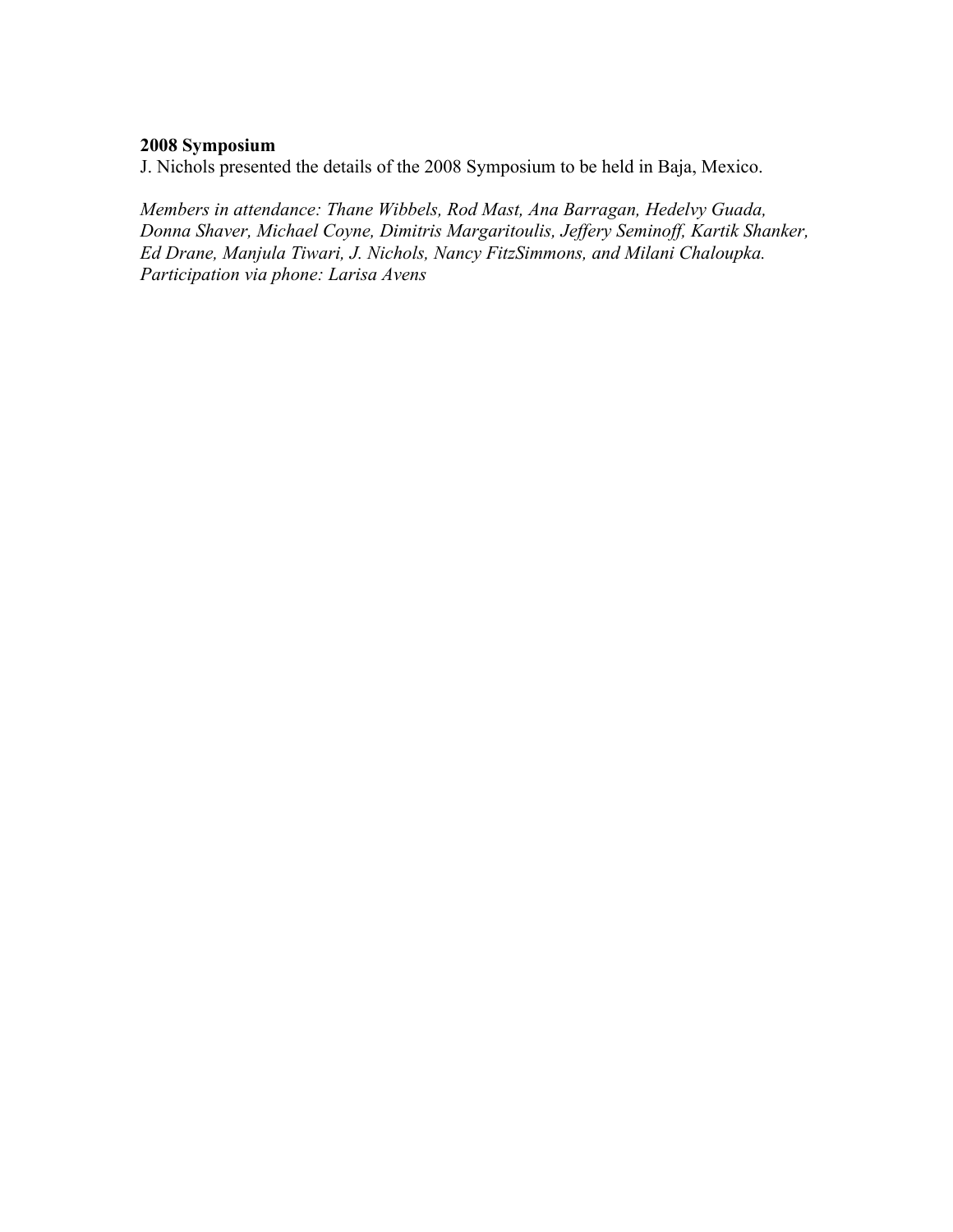**2008 Symposium**

J. Nichols presented the details of the 2008 Symposium to be held in Baja, Mexico.

*Members in attendance: Thane Wibbels, Rod Mast, Ana Barragan, Hedelvy Guada, Donna Shaver, Michael Coyne, Dimitris Margaritoulis, Jeffery Seminoff, Kartik Shanker, Ed Drane, Manjula Tiwari, J. Nichols, Nancy FitzSimmons, and Milani Chaloupka. Participation via phone: Larisa Avens*